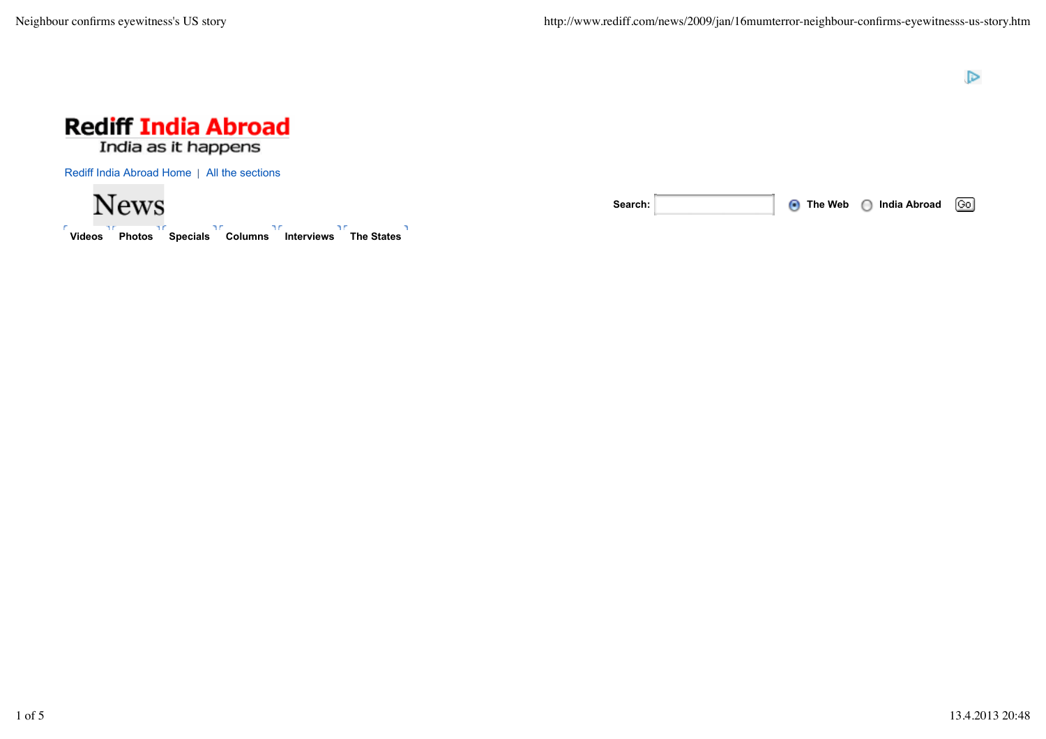Rediff India Abroad

India as it happens

Rediff India Abroad Home | All the sections

News

Search: The Web India Abroad Go

Videos Photos Specials Columns Interviews The States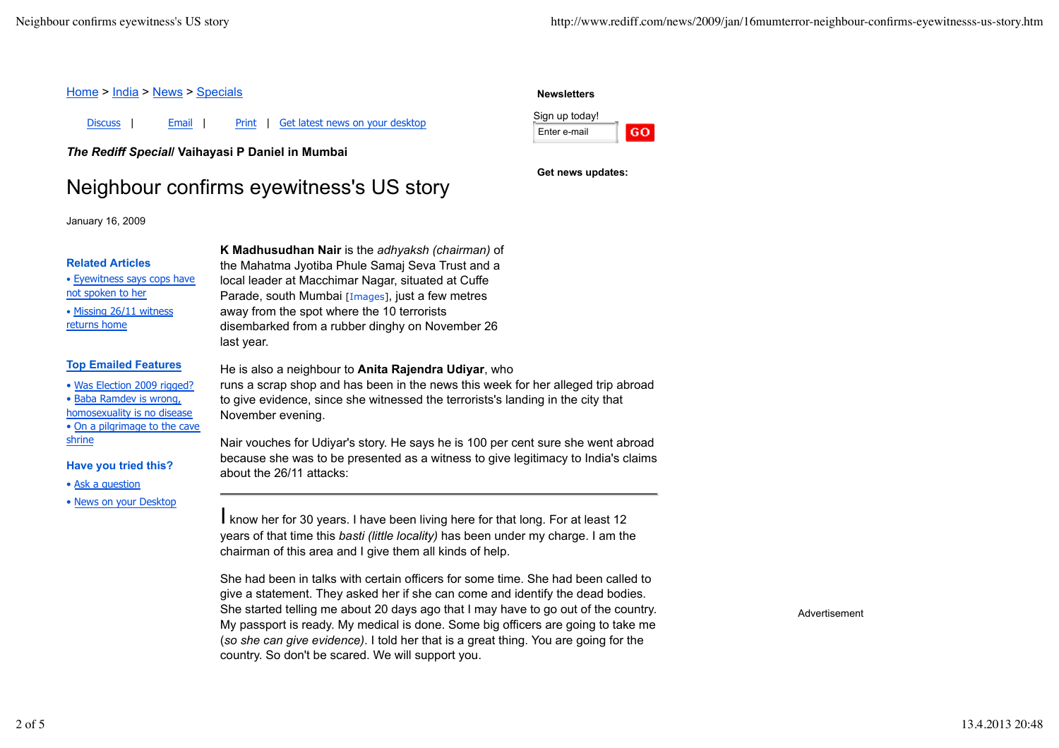[Home](#) > [India](#) > [News](#) > [Specials](#)

[Discuss](#) | [Email](#) | [Print](#) | [Get latest news on your desktop](#)

***The Rediff Special/* Vaihayasi P Daniel in Mumbai**

# Neighbour confirms eyewitness's US story

January 16, 2009

**Related Articles**

- Eyewitness says cops have not spoken to her
- Missing 26/11 witness returns home

**Top Emailed Features**

- Was Election 2009 rigged?
- Baba Ramdev is wrong, homosexuality is no disease
- On a pilgrimage to the cave shrine

**Have you tried this?**

- Ask a question
- News on your Desktop

**K Madhusudhan Nair** is the *adhyaksh (chairman)* of the Mahatma Jyotiba Phule Samaj Seva Trust and a local leader at Macchimar Nagar, situated at Cuffe Parade, south Mumbai [Images], just a few metres away from the spot where the 10 terrorists disembarked from a rubber dinghy on November 26 last year.

He is also a neighbour to **Anita Rajendra Udiyar**, who runs a scrap shop and has been in the news this week for her alleged trip abroad to give evidence, since she witnessed the terrorists's landing in the city that November evening.

Nair vouches for Udiyar's story. He says he is 100 per cent sure she went abroad because she was to be presented as a witness to give legitimacy to India's claims about the 26/11 attacks:

---

I know her for 30 years. I have been living here for that long. For at least 12 years of that time this *basti (little locality)* has been under my charge. I am the chairman of this area and I give them all kinds of help.

She had been in talks with certain officers for some time. She had been called to give a statement. They asked her if she can come and identify the dead bodies. She started telling me about 20 days ago that I may have to go out of the country. My passport is ready. My medical is done. Some big officers are going to take me (*so she can give evidence)*. I told her that is a great thing. You are going for the country. So don't be scared. We will support you.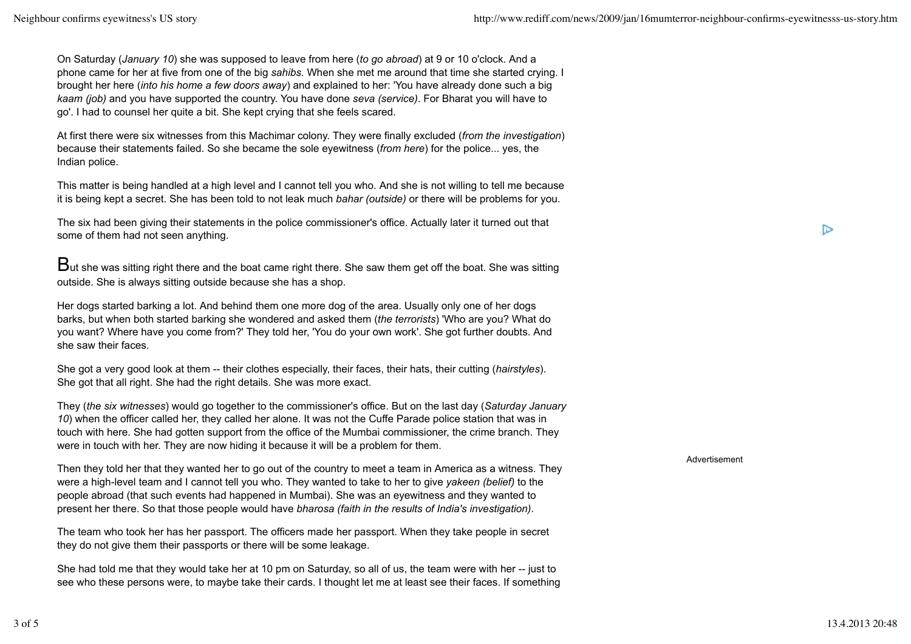On Saturday (*January 10*) she was supposed to leave from here (*to go abroad*) at 9 or 10 o'clock. And a phone came for her at five from one of the big *sahibs*. When she met me around that time she started crying. I brought her here (*into his home a few doors away*) and explained to her: 'You have already done such a big *kaam (job)* and you have supported the country. You have done *seva (service)*. For Bharat you will have to go'. I had to counsel her quite a bit. She kept crying that she feels scared.

At first there were six witnesses from this Machimar colony. They were finally excluded (*from the investigation*) because their statements failed. So she became the sole eyewitness (*from here*) for the police... yes, the Indian police.

This matter is being handled at a high level and I cannot tell you who. And she is not willing to tell me because it is being kept a secret. She has been told to not leak much *bahar (outside)* or there will be problems for you.

The six had been giving their statements in the police commissioner's office. Actually later it turned out that some of them had not seen anything.

But she was sitting right there and the boat came right there. She saw them get off the boat. She was sitting outside. She is always sitting outside because she has a shop.

Her dogs started barking a lot. And behind them one more dog of the area. Usually only one of her dogs barks, but when both started barking she wondered and asked them (*the terrorists*) 'Who are you? What do you want? Where have you come from?' They told her, 'You do your own work'. She got further doubts. And she saw their faces.

She got a very good look at them -- their clothes especially, their faces, their hats, their cutting (*hairstyles*). She got that all right. She had the right details. She was more exact.

They (*the six witnesses*) would go together to the commissioner's office. But on the last day (*Saturday January 10*) when the officer called her, they called her alone. It was not the Cuffe Parade police station that was in touch with here. She had gotten support from the office of the Mumbai commissioner, the crime branch. They were in touch with her. They are now hiding it because it will be a problem for them.

Then they told her that they wanted her to go out of the country to meet a team in America as a witness. They were a high-level team and I cannot tell you who. They wanted to take to her to give *yakeen (belief)* to the people abroad (that such events had happened in Mumbai). She was an eyewitness and they wanted to present her there. So that those people would have *bharosa (faith in the results of India's investigation)*.

The team who took her has her passport. The officers made her passport. When they take people in secret they do not give them their passports or there will be some leakage.

She had told me that they would take her at 10 pm on Saturday, so all of us, the team were with her -- just to see who these persons were, to maybe take their cards. I thought let me at least see their faces. If something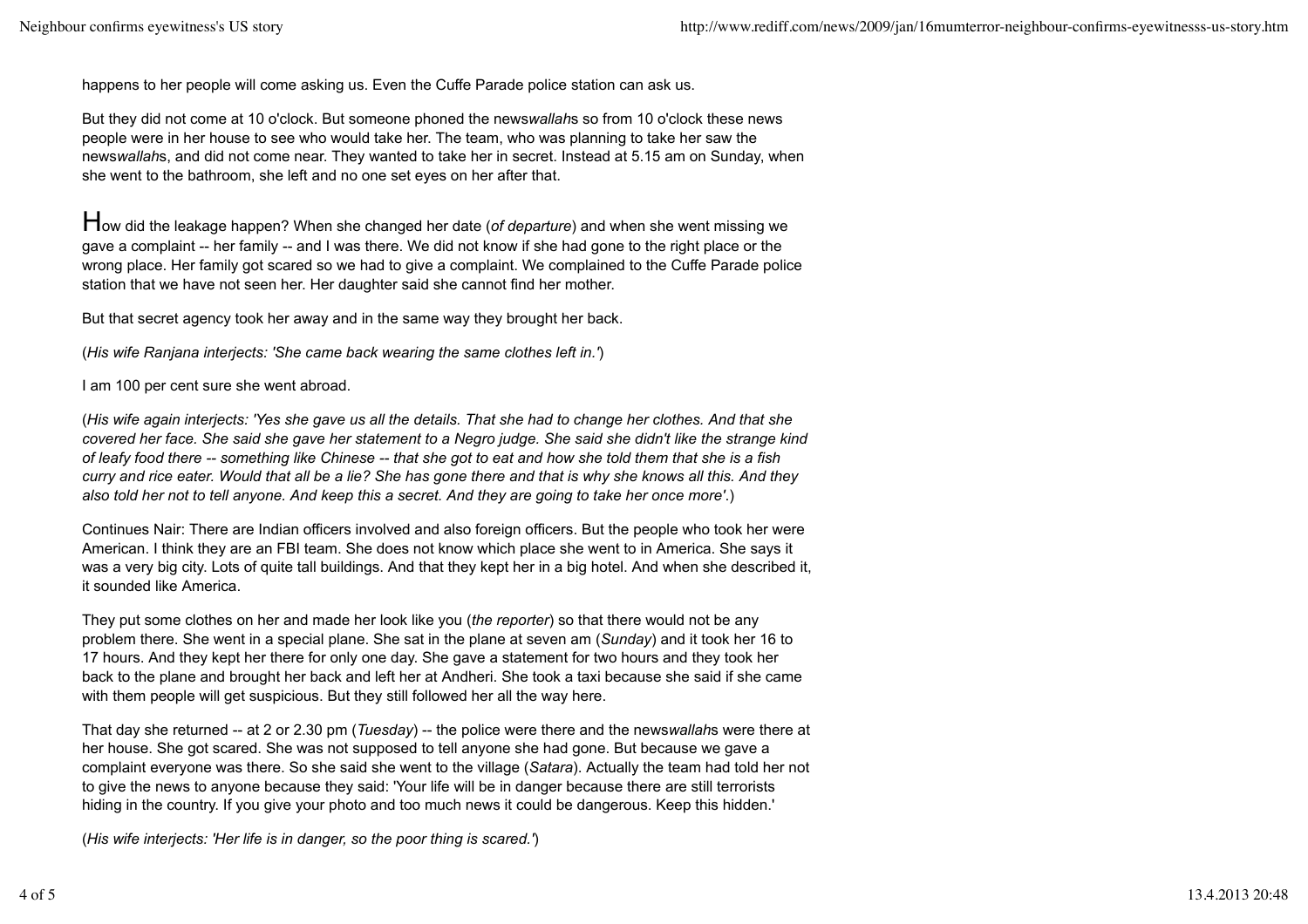happens to her people will come asking us. Even the Cuffe Parade police station can ask us.

But they did not come at 10 o'clock. But someone phoned the news*wallah*s so from 10 o'clock these news people were in her house to see who would take her. The team, who was planning to take her saw the news*wallah*s, and did not come near. They wanted to take her in secret. Instead at 5.15 am on Sunday, when she went to the bathroom, she left and no one set eyes on her after that.

How did the leakage happen? When she changed her date (*of departure*) and when she went missing we gave a complaint -- her family -- and I was there. We did not know if she had gone to the right place or the wrong place. Her family got scared so we had to give a complaint. We complained to the Cuffe Parade police station that we have not seen her. Her daughter said she cannot find her mother.

But that secret agency took her away and in the same way they brought her back.

(*His wife Ranjana interjects: 'She came back wearing the same clothes left in.'*)

I am 100 per cent sure she went abroad.

(*His wife again interjects: 'Yes she gave us all the details. That she had to change her clothes. And that she covered her face. She said she gave her statement to a Negro judge. She said she didn't like the strange kind of leafy food there -- something like Chinese -- that she got to eat and how she told them that she is a fish curry and rice eater. Would that all be a lie? She has gone there and that is why she knows all this. And they also told her not to tell anyone. And keep this a secret. And they are going to take her once more'.*)

Continues Nair: There are Indian officers involved and also foreign officers. But the people who took her were American. I think they are an FBI team. She does not know which place she went to in America. She says it was a very big city. Lots of quite tall buildings. And that they kept her in a big hotel. And when she described it, it sounded like America.

They put some clothes on her and made her look like you (*the reporter*) so that there would not be any problem there. She went in a special plane. She sat in the plane at seven am (*Sunday*) and it took her 16 to 17 hours. And they kept her there for only one day. She gave a statement for two hours and they took her back to the plane and brought her back and left her at Andheri. She took a taxi because she said if she came with them people will get suspicious. But they still followed her all the way here.

That day she returned -- at 2 or 2.30 pm (*Tuesday*) -- the police were there and the news*wallah*s were there at her house. She got scared. She was not supposed to tell anyone she had gone. But because we gave a complaint everyone was there. So she said she went to the village (*Satara*). Actually the team had told her not to give the news to anyone because they said: 'Your life will be in danger because there are still terrorists hiding in the country. If you give your photo and too much news it could be dangerous. Keep this hidden.'

(*His wife interjects: 'Her life is in danger, so the poor thing is scared.'*)